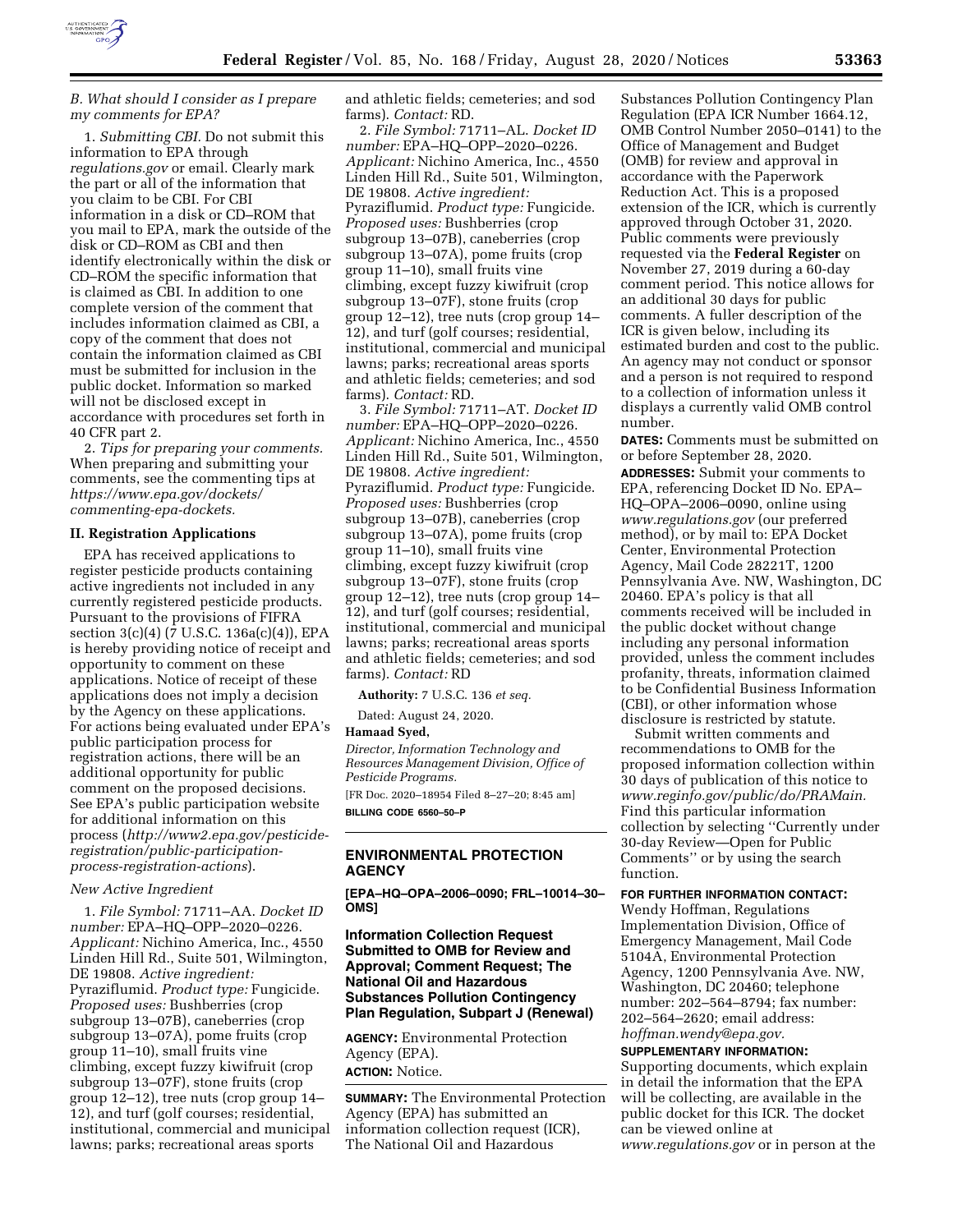*B. What should I consider as I prepare my comments for EPA?*

1. *Submitting CBI.* Do not submit this information to EPA through *regulations.gov* or email. Clearly mark the part or all of the information that you claim to be CBI. For CBI information in a disk or CD–ROM that you mail to EPA, mark the outside of the disk or CD–ROM as CBI and then identify electronically within the disk or CD–ROM the specific information that is claimed as CBI. In addition to one complete version of the comment that includes information claimed as CBI, a copy of the comment that does not contain the information claimed as CBI must be submitted for inclusion in the public docket. Information so marked will not be disclosed except in accordance with procedures set forth in 40 CFR part 2.

2. *Tips for preparing your comments.* When preparing and submitting your comments, see the commenting tips at *https://www.epa.gov/dockets/commenting-epa-dockets.*

## II. Registration Applications

EPA has received applications to register pesticide products containing active ingredients not included in any currently registered pesticide products. Pursuant to the provisions of FIFRA section 3(c)(4) (7 U.S.C. 136a(c)(4)), EPA is hereby providing notice of receipt and opportunity to comment on these applications. Notice of receipt of these applications does not imply a decision by the Agency on these applications. For actions being evaluated under EPA's public participation process for registration actions, there will be an additional opportunity for public comment on the proposed decisions. See EPA's public participation website for additional information on this process (*http://www2.epa.gov/pesticide-registration/public-participation-process-registration-actions*).

*New Active Ingredient*

1. *File Symbol:* 71711–AA. *Docket ID number:* EPA–HQ–OPP–2020–0226. *Applicant:* Nichino America, Inc., 4550 Linden Hill Rd., Suite 501, Wilmington, DE 19808. *Active ingredient:* Pyraziflumid. *Product type:* Fungicide. *Proposed uses:* Bushberries (crop subgroup 13–07B), caneberries (crop subgroup 13–07A), pome fruits (crop group 11–10), small fruits vine climbing, except fuzzy kiwifruit (crop subgroup 13–07F), stone fruits (crop group 12–12), tree nuts (crop group 14–12), and turf (golf courses; residential, institutional, commercial and municipal lawns; parks; recreational areas sports and athletic fields; cemeteries; and sod farms). *Contact:* RD.

2. *File Symbol:* 71711–AL. *Docket ID number:* EPA–HQ–OPP–2020–0226. *Applicant:* Nichino America, Inc., 4550 Linden Hill Rd., Suite 501, Wilmington, DE 19808. *Active ingredient:* Pyraziflumid. *Product type:* Fungicide. *Proposed uses:* Bushberries (crop subgroup 13–07B), caneberries (crop subgroup 13–07A), pome fruits (crop group 11–10), small fruits vine climbing, except fuzzy kiwifruit (crop subgroup 13–07F), stone fruits (crop group 12–12), tree nuts (crop group 14–12), and turf (golf courses; residential, institutional, commercial and municipal lawns; parks; recreational areas sports and athletic fields; cemeteries; and sod farms). *Contact:* RD.

3. *File Symbol:* 71711–AT. *Docket ID number:* EPA–HQ–OPP–2020–0226. *Applicant:* Nichino America, Inc., 4550 Linden Hill Rd., Suite 501, Wilmington, DE 19808. *Active ingredient:* Pyraziflumid. *Product type:* Fungicide. *Proposed uses:* Bushberries (crop subgroup 13–07B), caneberries (crop subgroup 13–07A), pome fruits (crop group 11–10), small fruits vine climbing, except fuzzy kiwifruit (crop subgroup 13–07F), stone fruits (crop group 12–12), tree nuts (crop group 14–12), and turf (golf courses; residential, institutional, commercial and municipal lawns; parks; recreational areas sports and athletic fields; cemeteries; and sod farms). *Contact:* RD

**Authority:** 7 U.S.C. 136 *et seq.*

Dated: August 24, 2020.

**Hamaad Syed,**

*Director, Information Technology and Resources Management Division, Office of Pesticide Programs.*

[FR Doc. 2020–18954 Filed 8–27–20; 8:45 am]

**BILLING CODE 6560–50–P**

---

## ENVIRONMENTAL PROTECTION AGENCY

**[EPA–HQ–OPA–2006–0090; FRL–10014–30–OMS]**

## Information Collection Request Submitted to OMB for Review and Approval; Comment Request; The National Oil and Hazardous Substances Pollution Contingency Plan Regulation, Subpart J (Renewal)

**AGENCY:** Environmental Protection Agency (EPA).

**ACTION:** Notice.

**SUMMARY:** The Environmental Protection Agency (EPA) has submitted an information collection request (ICR), The National Oil and Hazardous Substances Pollution Contingency Plan Regulation (EPA ICR Number 1664.12, OMB Control Number 2050–0141) to the Office of Management and Budget (OMB) for review and approval in accordance with the Paperwork Reduction Act. This is a proposed extension of the ICR, which is currently approved through October 31, 2020. Public comments were previously requested via the **Federal Register** on November 27, 2019 during a 60-day comment period. This notice allows for an additional 30 days for public comments. A fuller description of the ICR is given below, including its estimated burden and cost to the public. An agency may not conduct or sponsor and a person is not required to respond to a collection of information unless it displays a currently valid OMB control number.

**DATES:** Comments must be submitted on or before September 28, 2020.

**ADDRESSES:** Submit your comments to EPA, referencing Docket ID No. EPA–HQ–OPA–2006–0090, online using *www.regulations.gov* (our preferred method), or by mail to: EPA Docket Center, Environmental Protection Agency, Mail Code 28221T, 1200 Pennsylvania Ave. NW, Washington, DC 20460. EPA's policy is that all comments received will be included in the public docket without change including any personal information provided, unless the comment includes profanity, threats, information claimed to be Confidential Business Information (CBI), or other information whose disclosure is restricted by statute.

Submit written comments and recommendations to OMB for the proposed information collection within 30 days of publication of this notice to *www.reginfo.gov/public/do/PRAMain.* Find this particular information collection by selecting ''Currently under 30-day Review—Open for Public Comments'' or by using the search function.

**FOR FURTHER INFORMATION CONTACT:** Wendy Hoffman, Regulations Implementation Division, Office of Emergency Management, Mail Code 5104A, Environmental Protection Agency, 1200 Pennsylvania Ave. NW, Washington, DC 20460; telephone number: 202–564–8794; fax number: 202–564–2620; email address: *hoffman.wendy@epa.gov.*

**SUPPLEMENTARY INFORMATION:** Supporting documents, which explain in detail the information that the EPA will be collecting, are available in the public docket for this ICR. The docket can be viewed online at *www.regulations.gov* or in person at the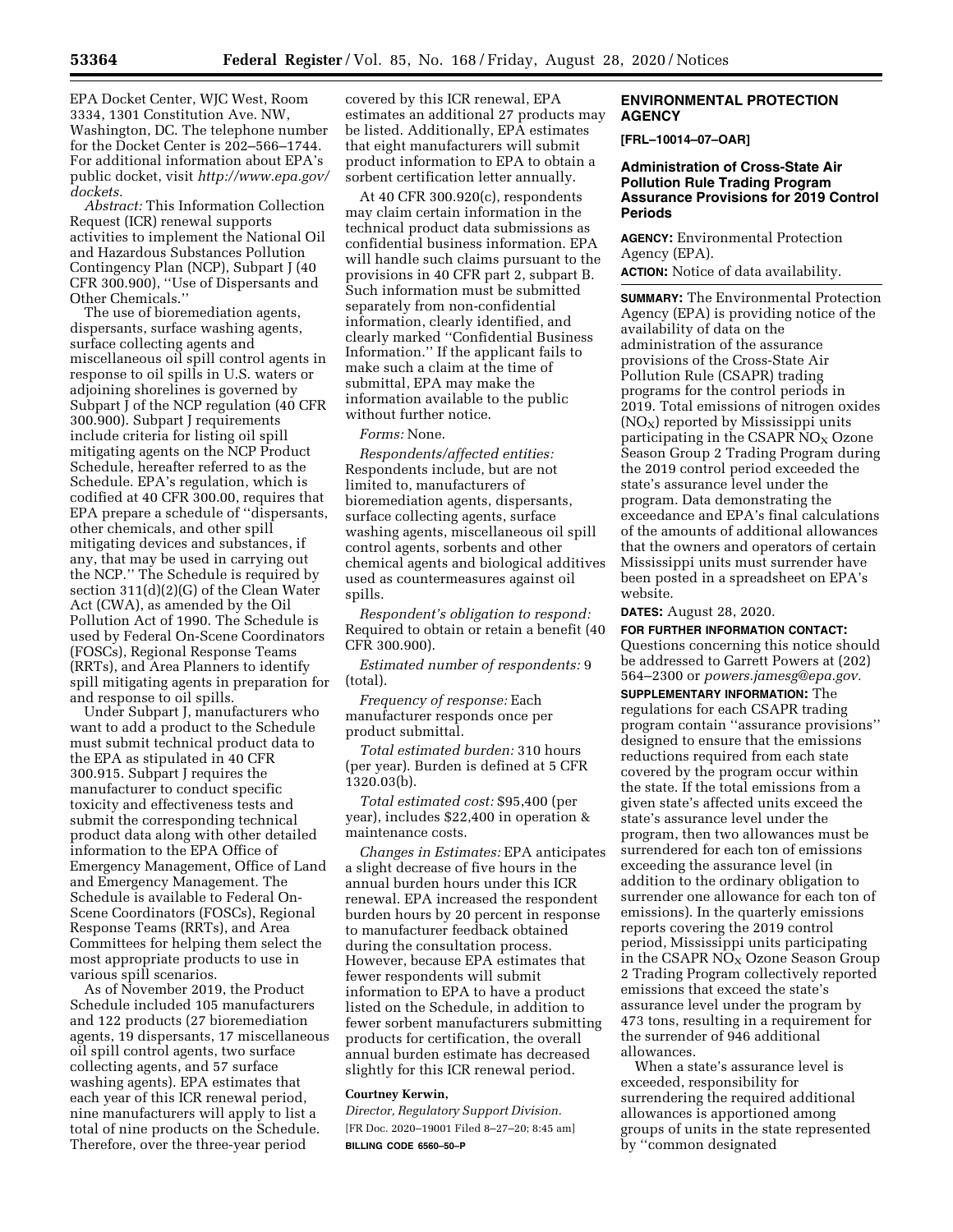EPA Docket Center, WJC West, Room 3334, 1301 Constitution Ave. NW, Washington, DC. The telephone number for the Docket Center is 202–566–1744. For additional information about EPA's public docket, visit *http://www.epa.gov/dockets.*

*Abstract:* This Information Collection Request (ICR) renewal supports activities to implement the National Oil and Hazardous Substances Pollution Contingency Plan (NCP), Subpart J (40 CFR 300.900), ''Use of Dispersants and Other Chemicals.''

The use of bioremediation agents, dispersants, surface washing agents, surface collecting agents and miscellaneous oil spill control agents in response to oil spills in U.S. waters or adjoining shorelines is governed by Subpart J of the NCP regulation (40 CFR 300.900). Subpart J requirements include criteria for listing oil spill mitigating agents on the NCP Product Schedule, hereafter referred to as the Schedule. EPA's regulation, which is codified at 40 CFR 300.00, requires that EPA prepare a schedule of ''dispersants, other chemicals, and other spill mitigating devices and substances, if any, that may be used in carrying out the NCP.'' The Schedule is required by section 311(d)(2)(G) of the Clean Water Act (CWA), as amended by the Oil Pollution Act of 1990. The Schedule is used by Federal On-Scene Coordinators (FOSCs), Regional Response Teams (RRTs), and Area Planners to identify spill mitigating agents in preparation for and response to oil spills.

Under Subpart J, manufacturers who want to add a product to the Schedule must submit technical product data to the EPA as stipulated in 40 CFR 300.915. Subpart J requires the manufacturer to conduct specific toxicity and effectiveness tests and submit the corresponding technical product data along with other detailed information to the EPA Office of Emergency Management, Office of Land and Emergency Management. The Schedule is available to Federal On-Scene Coordinators (FOSCs), Regional Response Teams (RRTs), and Area Committees for helping them select the most appropriate products to use in various spill scenarios.

As of November 2019, the Product Schedule included 105 manufacturers and 122 products (27 bioremediation agents, 19 dispersants, 17 miscellaneous oil spill control agents, two surface collecting agents, and 57 surface washing agents). EPA estimates that each year of this ICR renewal period, nine manufacturers will apply to list a total of nine products on the Schedule. Therefore, over the three-year period covered by this ICR renewal, EPA estimates an additional 27 products may be listed. Additionally, EPA estimates that eight manufacturers will submit product information to EPA to obtain a sorbent certification letter annually.

At 40 CFR 300.920(c), respondents may claim certain information in the technical product data submissions as confidential business information. EPA will handle such claims pursuant to the provisions in 40 CFR part 2, subpart B. Such information must be submitted separately from non-confidential information, clearly identified, and clearly marked ''Confidential Business Information.'' If the applicant fails to make such a claim at the time of submittal, EPA may make the information available to the public without further notice.

*Forms:* None.

*Respondents/affected entities:* Respondents include, but are not limited to, manufacturers of bioremediation agents, dispersants, surface collecting agents, surface washing agents, miscellaneous oil spill control agents, sorbents and other chemical agents and biological additives used as countermeasures against oil spills.

*Respondent's obligation to respond:* Required to obtain or retain a benefit (40 CFR 300.900).

*Estimated number of respondents:* 9 (total).

*Frequency of response:* Each manufacturer responds once per product submittal.

*Total estimated burden:* 310 hours (per year). Burden is defined at 5 CFR 1320.03(b).

*Total estimated cost:* $95,400 (per year), includes $22,400 in operation & maintenance costs.

*Changes in Estimates:* EPA anticipates a slight decrease of five hours in the annual burden hours under this ICR renewal. EPA increased the respondent burden hours by 20 percent in response to manufacturer feedback obtained during the consultation process. However, because EPA estimates that fewer respondents will submit information to EPA to have a product listed on the Schedule, in addition to fewer sorbent manufacturers submitting products for certification, the overall annual burden estimate has decreased slightly for this ICR renewal period.

**Courtney Kerwin,**

*Director, Regulatory Support Division.*

[FR Doc. 2020–19001 Filed 8–27–20; 8:45 am]

**BILLING CODE 6560–50–P**

## ENVIRONMENTAL PROTECTION AGENCY

**[FRL–10014–07–OAR]**

### Administration of Cross-State Air Pollution Rule Trading Program Assurance Provisions for 2019 Control Periods

**AGENCY:** Environmental Protection Agency (EPA).

**ACTION:** Notice of data availability.

**SUMMARY:** The Environmental Protection Agency (EPA) is providing notice of the availability of data on the administration of the assurance provisions of the Cross-State Air Pollution Rule (CSAPR) trading programs for the control periods in 2019. Total emissions of nitrogen oxides ($NO_X$) reported by Mississippi units participating in the CSAPR $NO_X$ Ozone Season Group 2 Trading Program during the 2019 control period exceeded the state's assurance level under the program. Data demonstrating the exceedance and EPA's final calculations of the amounts of additional allowances that the owners and operators of certain Mississippi units must surrender have been posted in a spreadsheet on EPA's website.

**DATES:** August 28, 2020.

**FOR FURTHER INFORMATION CONTACT:** Questions concerning this notice should be addressed to Garrett Powers at (202) 564–2300 or *powers.jamesg@epa.gov.*

**SUPPLEMENTARY INFORMATION:** The regulations for each CSAPR trading program contain ''assurance provisions'' designed to ensure that the emissions reductions required from each state covered by the program occur within the state. If the total emissions from a given state's affected units exceed the state's assurance level under the program, then two allowances must be surrendered for each ton of emissions exceeding the assurance level (in addition to the ordinary obligation to surrender one allowance for each ton of emissions). In the quarterly emissions reports covering the 2019 control period, Mississippi units participating in the CSAPR $NO_X$ Ozone Season Group 2 Trading Program collectively reported emissions that exceed the state's assurance level under the program by 473 tons, resulting in a requirement for the surrender of 946 additional allowances.

When a state's assurance level is exceeded, responsibility for surrendering the required additional allowances is apportioned among groups of units in the state represented by ''common designated